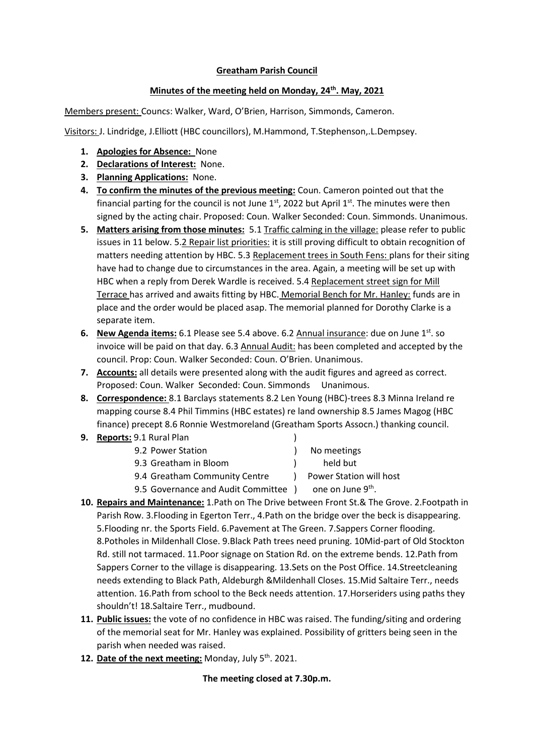**Greatham Parish Council**

**Minutes of the meeting held on Monday, 24th. May, 2021**

Members present: Councs: Walker, Ward, O'Brien, Harrison, Simmonds, Cameron.

Visitors: J. Lindridge, J.Elliott (HBC councillors), M.Hammond, T.Stephenson,.L.Dempsey.

1. **Apologies for Absence:** None
2. **Declarations of Interest:** None.
3. **Planning Applications:** None.
4. **To confirm the minutes of the previous meeting:** Coun. Cameron pointed out that the financial parting for the council is not June 1st, 2022 but April 1st. The minutes were then signed by the acting chair. Proposed: Coun. Walker Seconded: Coun. Simmonds. Unanimous.
5. **Matters arising from those minutes:** 5.1 Traffic calming in the village: please refer to public issues in 11 below. 5.2 Repair list priorities: it is still proving difficult to obtain recognition of matters needing attention by HBC. 5.3 Replacement trees in South Fens: plans for their siting have had to change due to circumstances in the area. Again, a meeting will be set up with HBC when a reply from Derek Wardle is received. 5.4 Replacement street sign for Mill Terrace has arrived and awaits fitting by HBC. Memorial Bench for Mr. Hanley: funds are in place and the order would be placed asap. The memorial planned for Dorothy Clarke is a separate item.
6. **New Agenda items:** 6.1 Please see 5.4 above. 6.2 Annual insurance: due on June 1st. so invoice will be paid on that day. 6.3 Annual Audit: has been completed and accepted by the council. Prop: Coun. Walker Seconded: Coun. O'Brien. Unanimous.
7. **Accounts:** all details were presented along with the audit figures and agreed as correct. Proposed: Coun. Walker Seconded: Coun. Simmonds Unanimous.
8. **Correspondence:** 8.1 Barclays statements 8.2 Len Young (HBC)-trees 8.3 Minna Ireland re mapping course 8.4 Phil Timmins (HBC estates) re land ownership 8.5 James Magog (HBC finance) precept 8.6 Ronnie Westmoreland (Greatham Sports Assocn.) thanking council.
9. **Reports:** 9.1 Rural Plan )
   9.2 Power Station ) No meetings
   9.3 Greatham in Bloom ) held but
   9.4 Greatham Community Centre ) Power Station will host
   9.5 Governance and Audit Committee ) one on June 9th.
10. **Repairs and Maintenance:** 1.Path on The Drive between Front St.& The Grove. 2.Footpath in Parish Row. 3.Flooding in Egerton Terr., 4.Path on the bridge over the beck is disappearing. 5.Flooding nr. the Sports Field. 6.Pavement at The Green. 7.Sappers Corner flooding. 8.Potholes in Mildenhall Close. 9.Black Path trees need pruning. 10Mid-part of Old Stockton Rd. still not tarmaced. 11.Poor signage on Station Rd. on the extreme bends. 12.Path from Sappers Corner to the village is disappearing. 13.Sets on the Post Office. 14.Streetcleaning needs extending to Black Path, Aldeburgh &Mildenhall Closes. 15.Mid Saltaire Terr., needs attention. 16.Path from school to the Beck needs attention. 17.Horseriders using paths they shouldn't! 18.Saltaire Terr., mudbound.
11. **Public issues:** the vote of no confidence in HBC was raised. The funding/siting and ordering of the memorial seat for Mr. Hanley was explained. Possibility of gritters being seen in the parish when needed was raised.
12. **Date of the next meeting:** Monday, July 5th. 2021.

**The meeting closed at 7.30p.m.**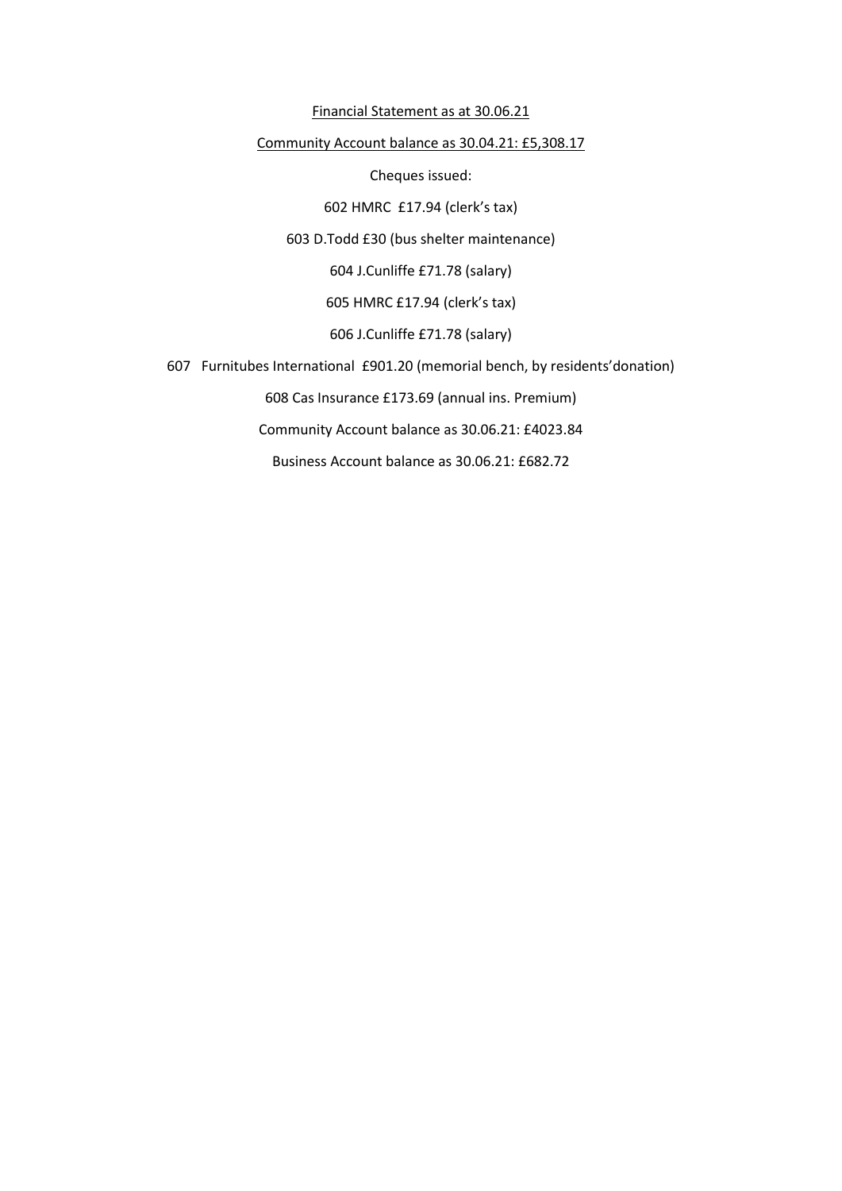Financial Statement as at 30.06.21

Community Account balance as 30.04.21: £5,308.17

Cheques issued:

602 HMRC £17.94 (clerk's tax)

603 D.Todd £30 (bus shelter maintenance)

604 J.Cunliffe £71.78 (salary)

605 HMRC £17.94 (clerk's tax)

606 J.Cunliffe £71.78 (salary)

607 Furnitubes International £901.20 (memorial bench, by residents'donation)

608 Cas Insurance £173.69 (annual ins. Premium)

Community Account balance as 30.06.21: £4023.84

Business Account balance as 30.06.21: £682.72